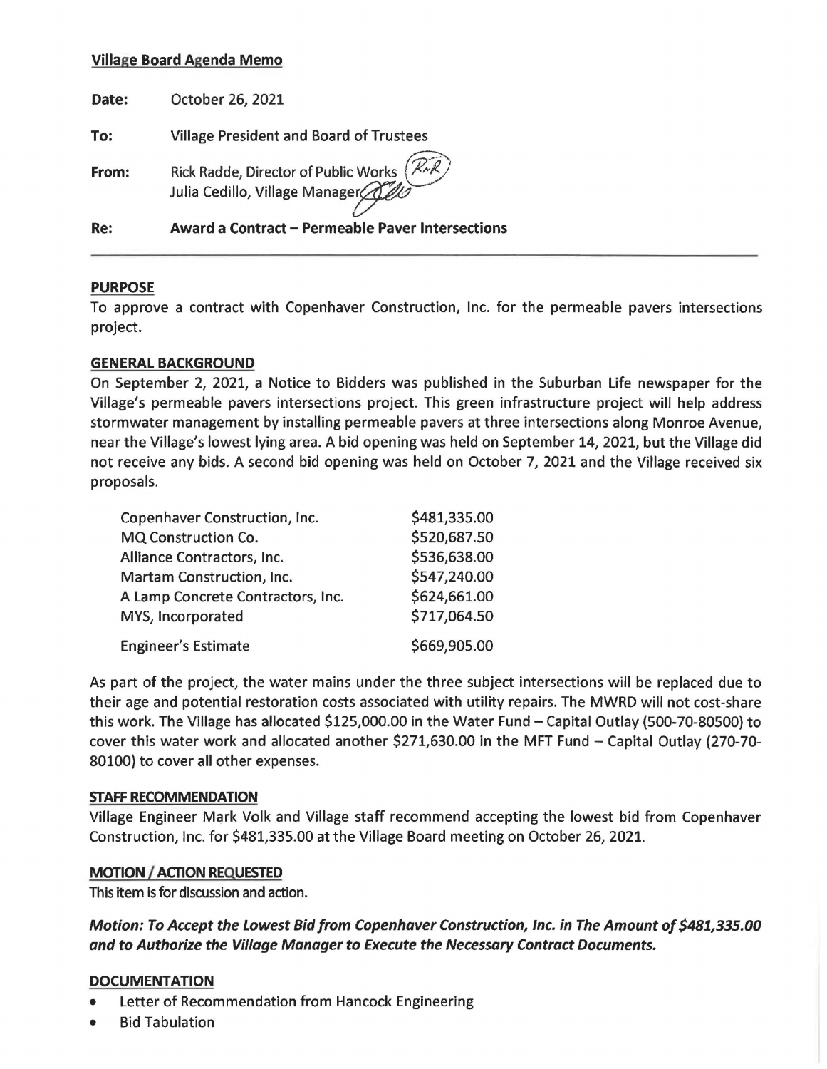**Village Board Agenda Memo**

| | |
|---|---|
| **Date:** | October 26, 2021 |
| **To:** | Village President and Board of Trustees |
| **From:** | Rick Radde, Director of Public Works<br>Julia Cedillo, Village Manager |
| **Re:** | **Award a Contract – Permeable Paver Intersections** |

---

## PURPOSE

To approve a contract with Copenhaver Construction, Inc. for the permeable pavers intersections project.

## GENERAL BACKGROUND

On September 2, 2021, a Notice to Bidders was published in the Suburban Life newspaper for the Village's permeable pavers intersections project. This green infrastructure project will help address stormwater management by installing permeable pavers at three intersections along Monroe Avenue, near the Village's lowest lying area. A bid opening was held on September 14, 2021, but the Village did not receive any bids. A second bid opening was held on October 7, 2021 and the Village received six proposals.

| Bidder | Amount |
|---|---|
| Copenhaver Construction, Inc. | $481,335.00 |
| MQ Construction Co. | $520,687.50 |
| Alliance Contractors, Inc. | $536,638.00 |
| Martam Construction, Inc. | $547,240.00 |
| A Lamp Concrete Contractors, Inc. | $624,661.00 |
| MYS, Incorporated | $717,064.50 |
| Engineer's Estimate | $669,905.00 |

As part of the project, the water mains under the three subject intersections will be replaced due to their age and potential restoration costs associated with utility repairs. The MWRD will not cost-share this work. The Village has allocated $125,000.00 in the Water Fund – Capital Outlay (500-70-80500) to cover this water work and allocated another $271,630.00 in the MFT Fund – Capital Outlay (270-70-80100) to cover all other expenses.

## STAFF RECOMMENDATION

Village Engineer Mark Volk and Village staff recommend accepting the lowest bid from Copenhaver Construction, Inc. for $481,335.00 at the Village Board meeting on October 26, 2021.

## MOTION / ACTION REQUESTED

This item is for discussion and action.

***Motion: To Accept the Lowest Bid from Copenhaver Construction, Inc. in The Amount of $481,335.00 and to Authorize the Village Manager to Execute the Necessary Contract Documents.***

## DOCUMENTATION

- Letter of Recommendation from Hancock Engineering
- Bid Tabulation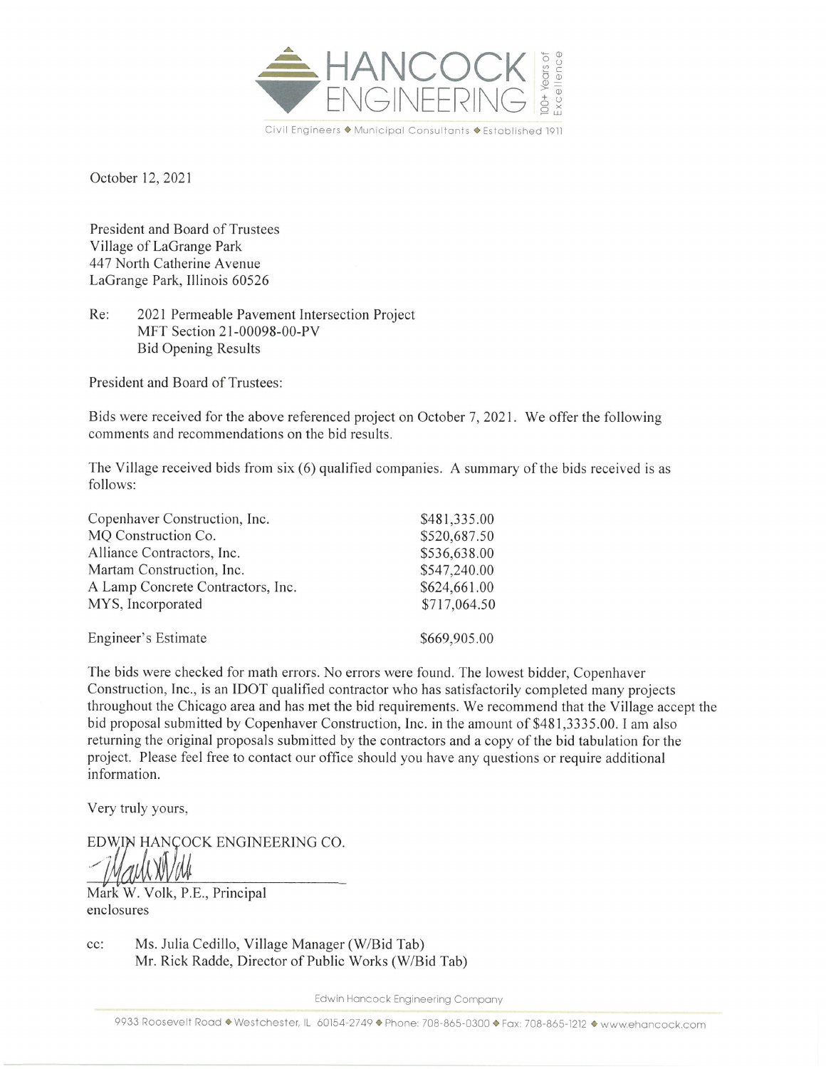HANCOCK ENGINEERING

100+ Years of Excellence

Civil Engineers ◆ Municipal Consultants ◆ Established 1911

October 12, 2021

President and Board of Trustees
Village of LaGrange Park
447 North Catherine Avenue
LaGrange Park, Illinois 60526

Re: 2021 Permeable Pavement Intersection Project
MFT Section 21-00098-00-PV
Bid Opening Results

President and Board of Trustees:

Bids were received for the above referenced project on October 7, 2021. We offer the following comments and recommendations on the bid results.

The Village received bids from six (6) qualified companies. A summary of the bids received is as follows:

| | |
|---|---|
| Copenhaver Construction, Inc. | \$481,335.00 |
| MQ Construction Co. | \$520,687.50 |
| Alliance Contractors, Inc. | \$536,638.00 |
| Martam Construction, Inc. | \$547,240.00 |
| A Lamp Concrete Contractors, Inc. | \$624,661.00 |
| MYS, Incorporated | \$717,064.50 |
| Engineer's Estimate | \$669,905.00 |

The bids were checked for math errors. No errors were found. The lowest bidder, Copenhaver Construction, Inc., is an IDOT qualified contractor who has satisfactorily completed many projects throughout the Chicago area and has met the bid requirements. We recommend that the Village accept the bid proposal submitted by Copenhaver Construction, Inc. in the amount of \$481,3335.00. I am also returning the original proposals submitted by the contractors and a copy of the bid tabulation for the project. Please feel free to contact our office should you have any questions or require additional information.

Very truly yours,

EDWIN HANCOCK ENGINEERING CO.

Mark W. Volk, P.E., Principal
enclosures

cc: Ms. Julia Cedillo, Village Manager (W/Bid Tab)
Mr. Rick Radde, Director of Public Works (W/Bid Tab)

Edwin Hancock Engineering Company

9933 Roosevelt Road ◆ Westchester, IL 60154-2749 ◆ Phone: 708-865-0300 ◆ Fax: 708-865-1212 ◆ www.ehancock.com